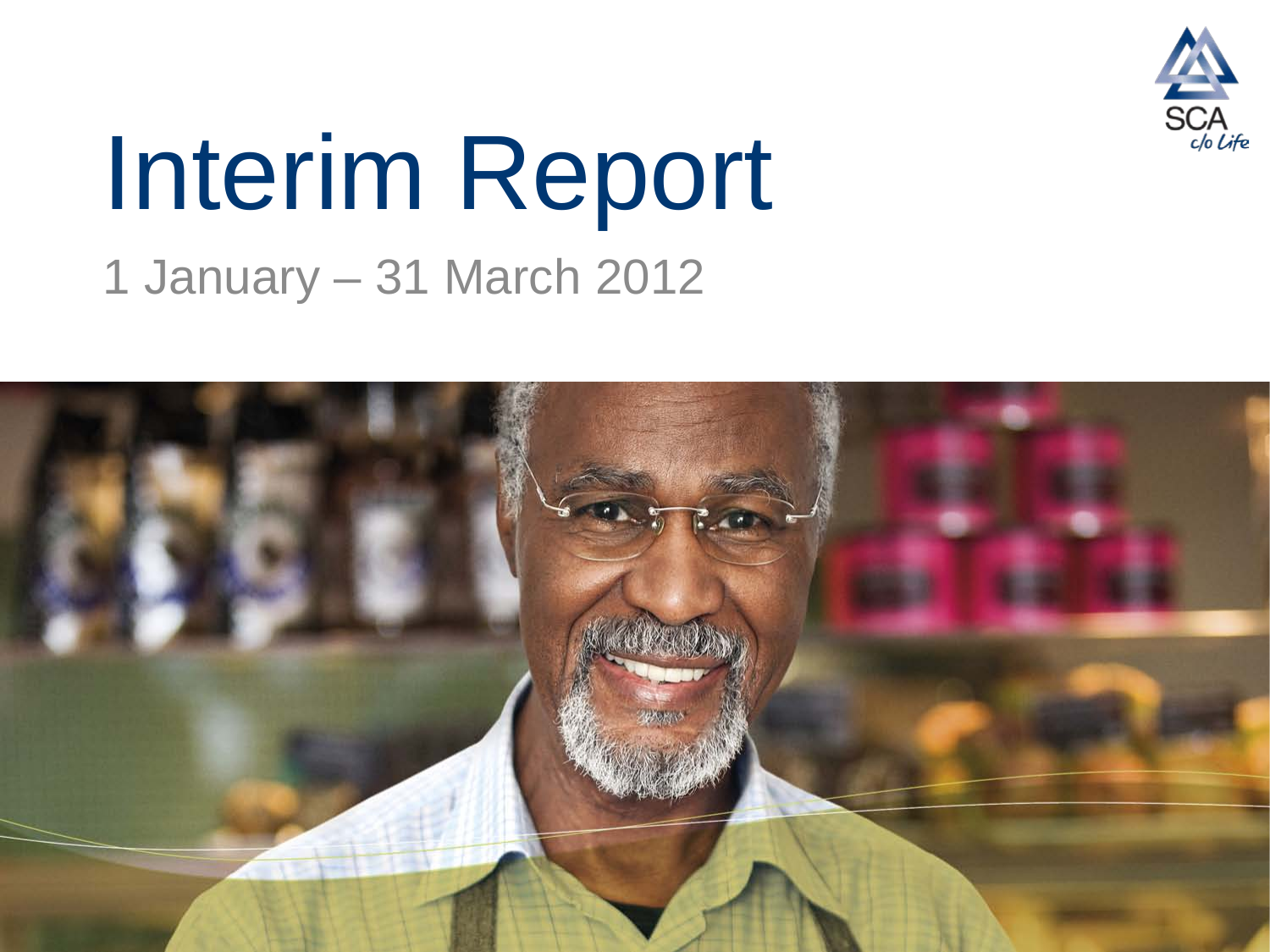# Interim Report

1 January – 31 March 2012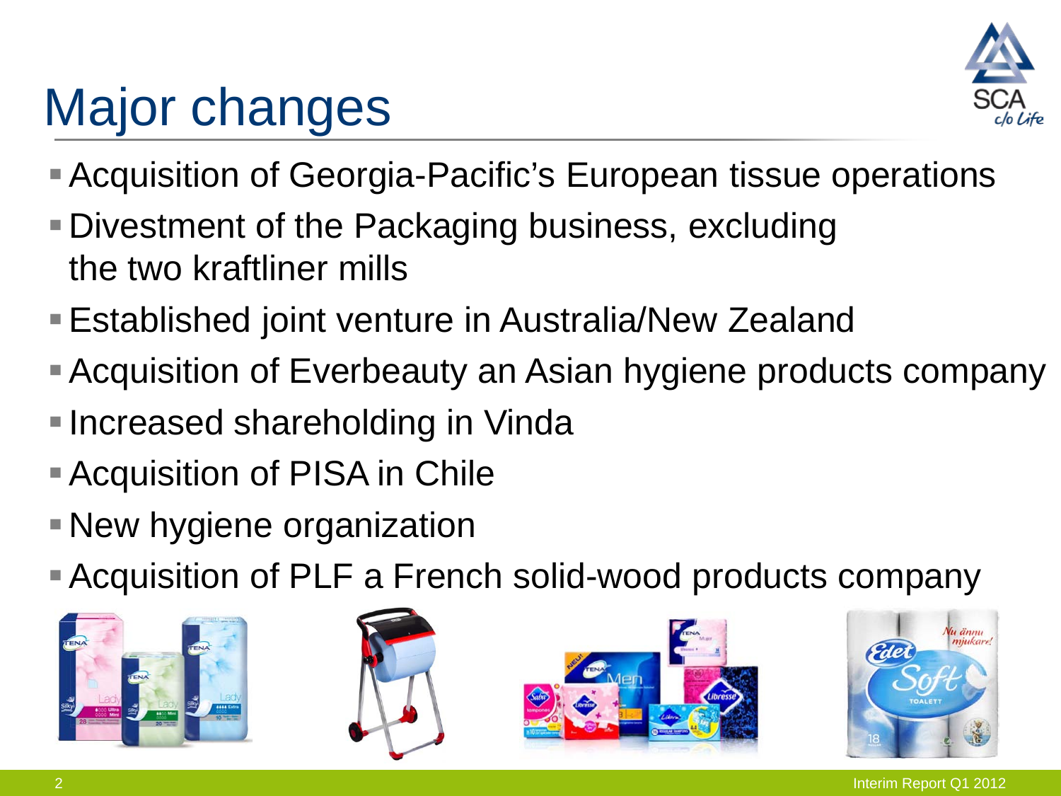# Major changes

- Acquisition of Georgia-Pacific's European tissue operations
- Divestment of the Packaging business, excluding the two kraftliner mills
- Established joint venture in Australia/New Zealand
- Acquisition of Everbeauty an Asian hygiene products company
- Increased shareholding in Vinda
- Acquisition of PISA in Chile
- New hygiene organization
- Acquisition of PLF a French solid-wood products company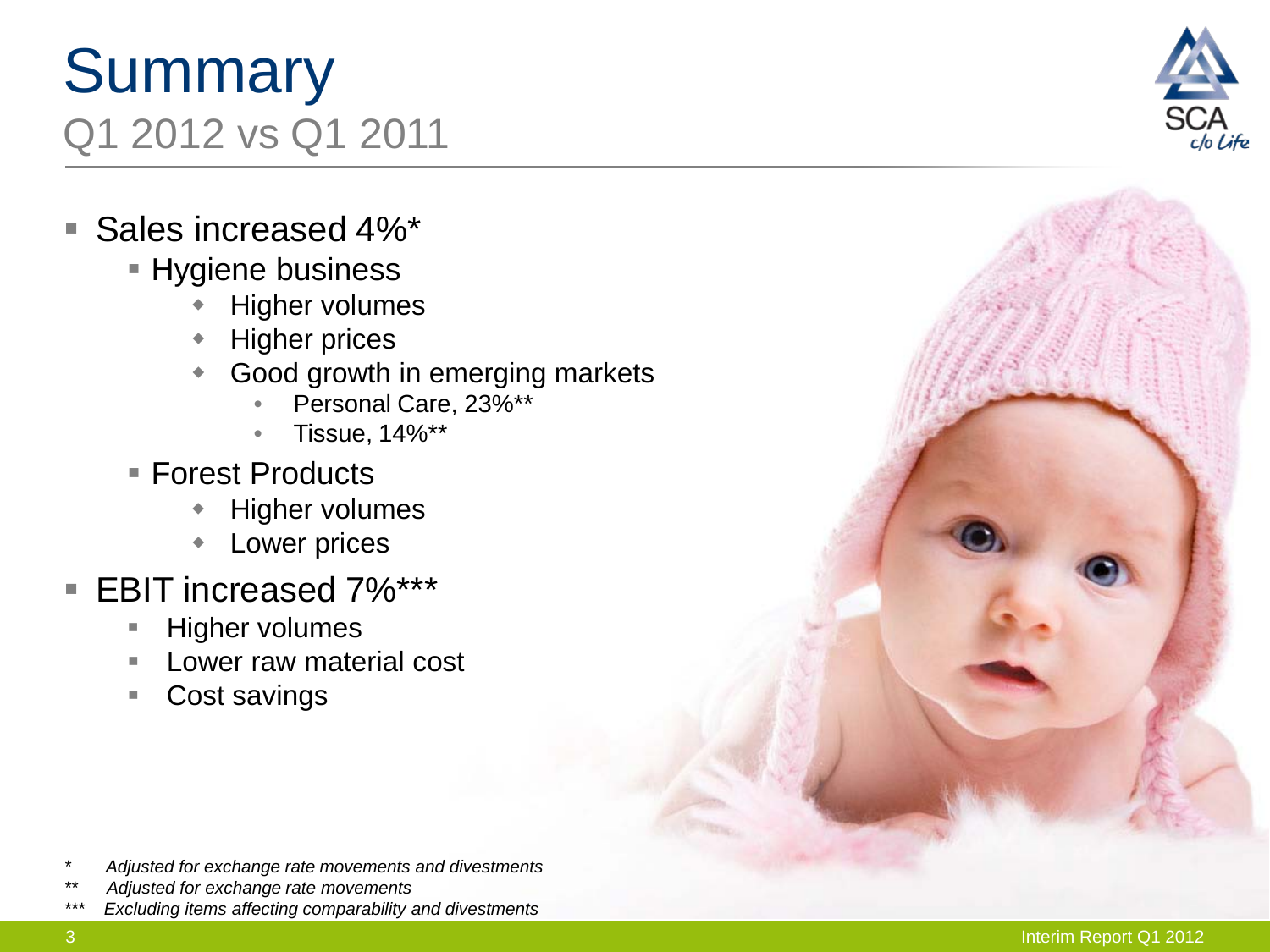# Summary

## Q1 2012 vs Q1 2011

- Sales increased 4%*
  - Hygiene business
    - Higher volumes
    - Higher prices
    - Good growth in emerging markets
      - Personal Care, 23%**
      - Tissue, 14%**
  - Forest Products
    - Higher volumes
    - Lower prices
- EBIT increased 7%***
  - Higher volumes
  - Lower raw material cost
  - Cost savings

*\* Adjusted for exchange rate movements and divestments*

*\*\* Adjusted for exchange rate movements*

*\*\*\* Excluding items affecting comparability and divestments*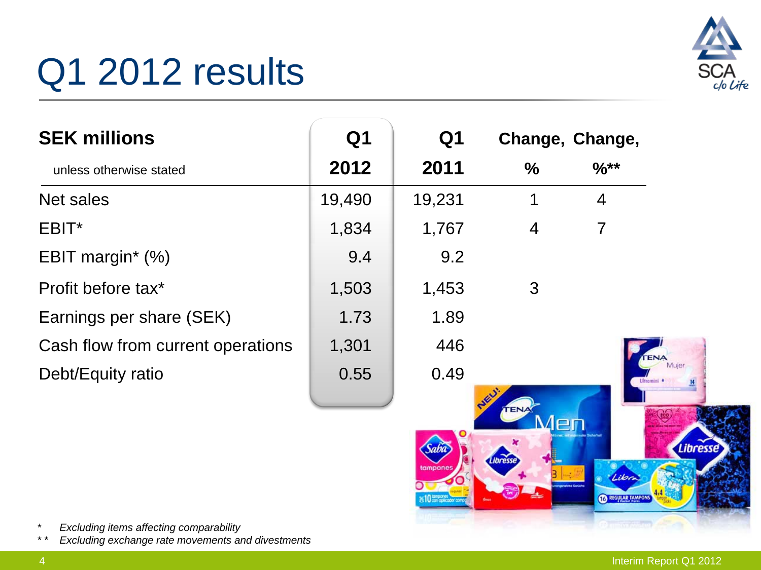# Q1 2012 results

| SEK millions<br>unless otherwise stated | Q1<br>2012 | Q1<br>2011 | Change,<br>% | Change,<br>%** |
|---|---|---|---|---|
| Net sales | 19,490 | 19,231 | 1 | 4 |
| EBIT* | 1,834 | 1,767 | 4 | 7 |
| EBIT margin* (%) | 9.4 | 9.2 | | |
| Profit before tax* | 1,503 | 1,453 | 3 | |
| Earnings per share (SEK) | 1.73 | 1.89 | | |
| Cash flow from current operations | 1,301 | 446 | | |
| Debt/Equity ratio | 0.55 | 0.49 | | |

\* *Excluding items affecting comparability*

\*\* *Excluding exchange rate movements and divestments*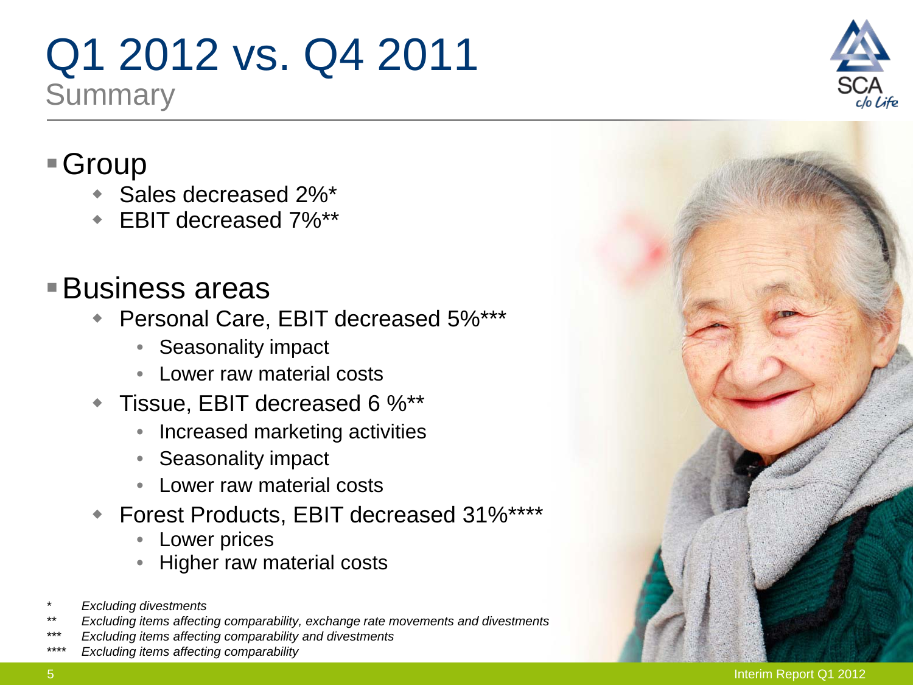# Q1 2012 vs. Q4 2011

## Summary

- Group
  - Sales decreased 2%*
  - EBIT decreased 7%**

- Business areas
  - Personal Care, EBIT decreased 5%***
    - Seasonality impact
    - Lower raw material costs
  - Tissue, EBIT decreased 6 %**
    - Increased marketing activities
    - Seasonality impact
    - Lower raw material costs
  - Forest Products, EBIT decreased 31%****
    - Lower prices
    - Higher raw material costs

\* *Excluding divestments*

\** *Excluding items affecting comparability, exchange rate movements and divestments*

\*** *Excluding items affecting comparability and divestments*

\**** *Excluding items affecting comparability*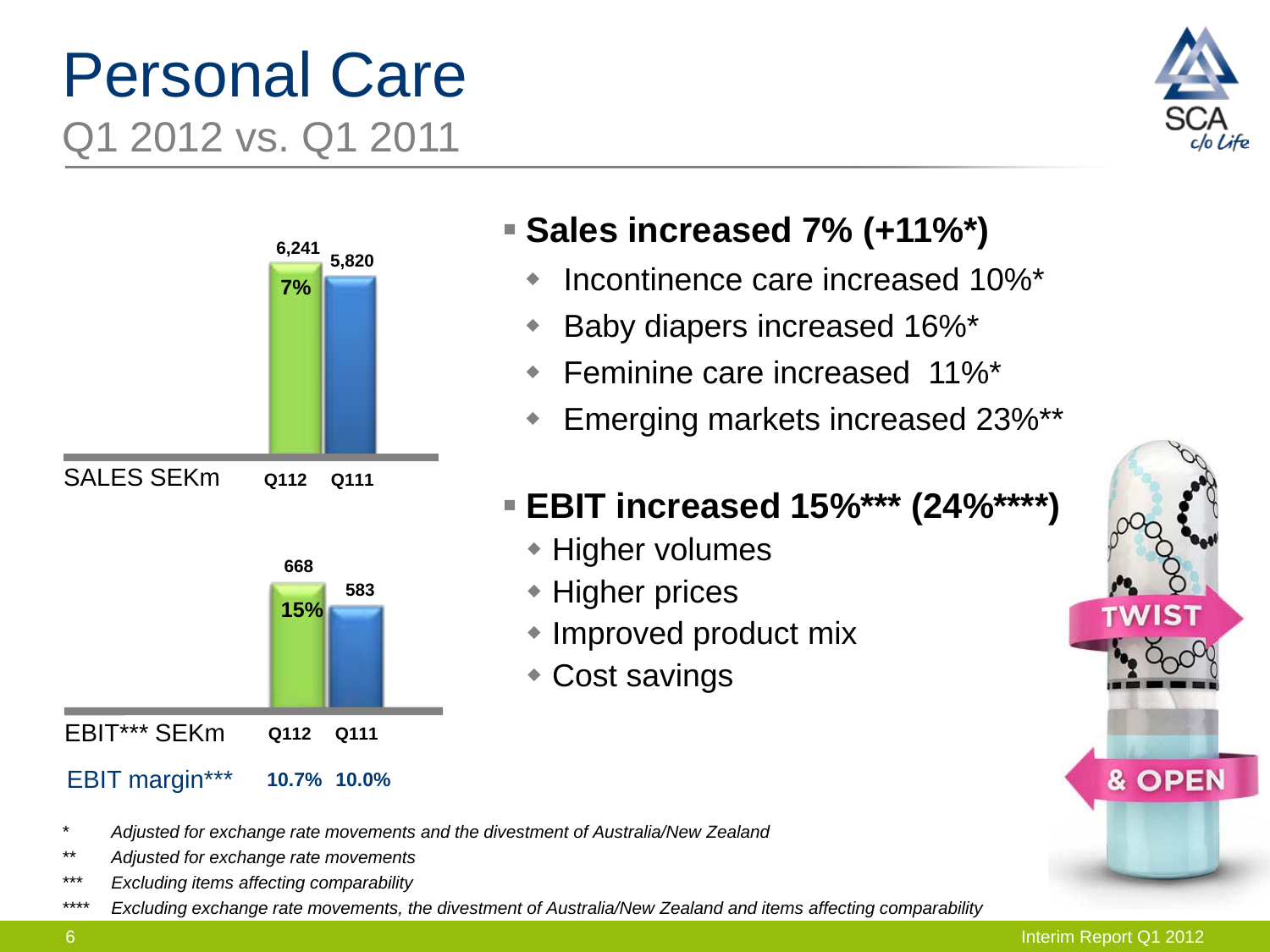# Personal Care

## Q1 2012 vs. Q1 2011

| SALES SEKm | Q112 | Q111 |
|---|---|---|
| | 6,241 | 5,820 |
| Change | 7% | |

| EBIT*** SEKm | Q112 | Q111 |
|---|---|---|
| | 668 | 583 |
| Change | 15% | |
| EBIT margin*** | 10.7% | 10.0% |

- **Sales increased 7% (+11%*)**
  - Incontinence care increased 10%*
  - Baby diapers increased 16%*
  - Feminine care increased 11%*
  - Emerging markets increased 23%**
- **EBIT increased 15%*** (24%****)**
  - Higher volumes
  - Higher prices
  - Improved product mix
  - Cost savings

*\* Adjusted for exchange rate movements and the divestment of Australia/New Zealand*

*\*\* Adjusted for exchange rate movements*

*\*\*\* Excluding items affecting comparability*

*\*\*\*\* Excluding exchange rate movements, the divestment of Australia/New Zealand and items affecting comparability*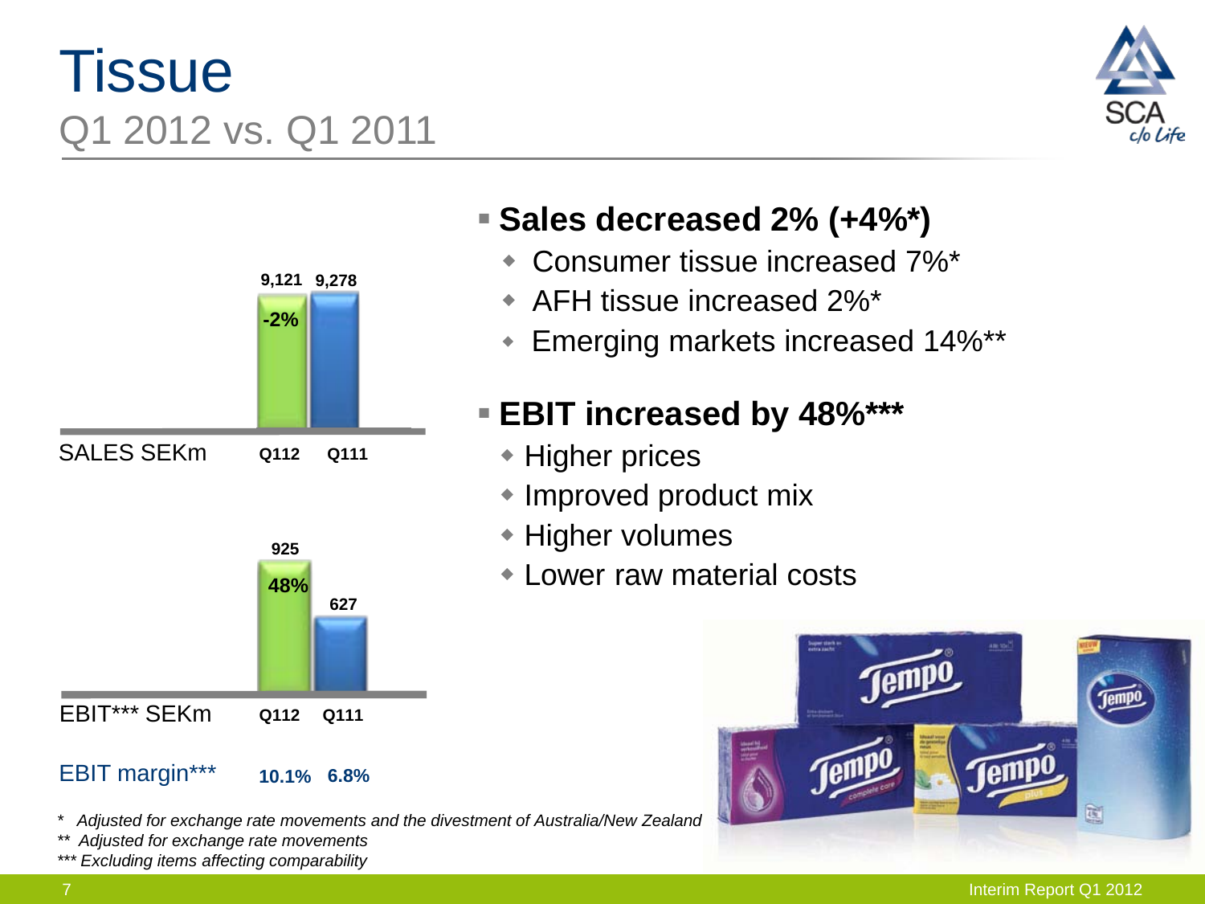# Tissue

## Q1 2012 vs. Q1 2011

| | Q112 | Q111 |
|---|---|---|
| SALES SEKm | 9,121 | 9,278 |
| Change | -2% | |
| EBIT*** SEKm | 925 | 627 |
| Change | 48% | |
| EBIT margin*** | 10.1% | 6.8% |

- **Sales decreased 2% (+4%*)**
  - Consumer tissue increased 7%*
  - AFH tissue increased 2%*
  - Emerging markets increased 14%**
- **EBIT increased by 48%*****
  - Higher prices
  - Improved product mix
  - Higher volumes
  - Lower raw material costs

*\* Adjusted for exchange rate movements and the divestment of Australia/New Zealand*

*\*\* Adjusted for exchange rate movements*

*\*\*\* Excluding items affecting comparability*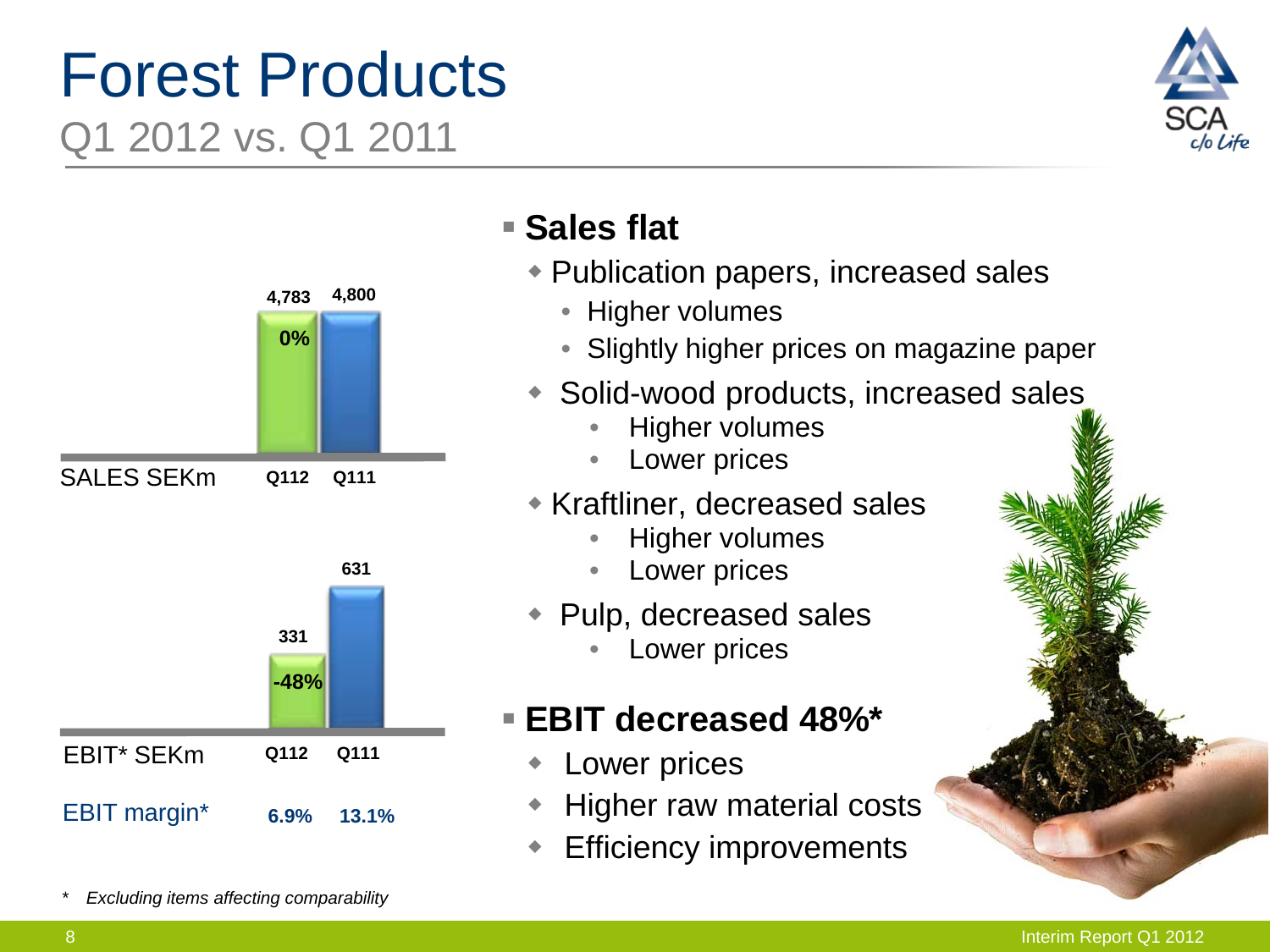# Forest Products

## Q1 2012 vs. Q1 2011

| SALES SEKm | Q112 | Q111 |
|---|---|---|
| | 4,783 | 4,800 |
| Change | 0% | |

| EBIT* SEKm | Q112 | Q111 |
|---|---|---|
| | 331 | 631 |
| Change | -48% | |
| EBIT margin* | 6.9% | 13.1% |

- **Sales flat**
  - Publication papers, increased sales
    - Higher volumes
    - Slightly higher prices on magazine paper
  - Solid-wood products, increased sales
    - Higher volumes
    - Lower prices
  - Kraftliner, decreased sales
    - Higher volumes
    - Lower prices
  - Pulp, decreased sales
    - Lower prices
- **EBIT decreased 48%***
  - Lower prices
  - Higher raw material costs
  - Efficiency improvements

*\* Excluding items affecting comparability*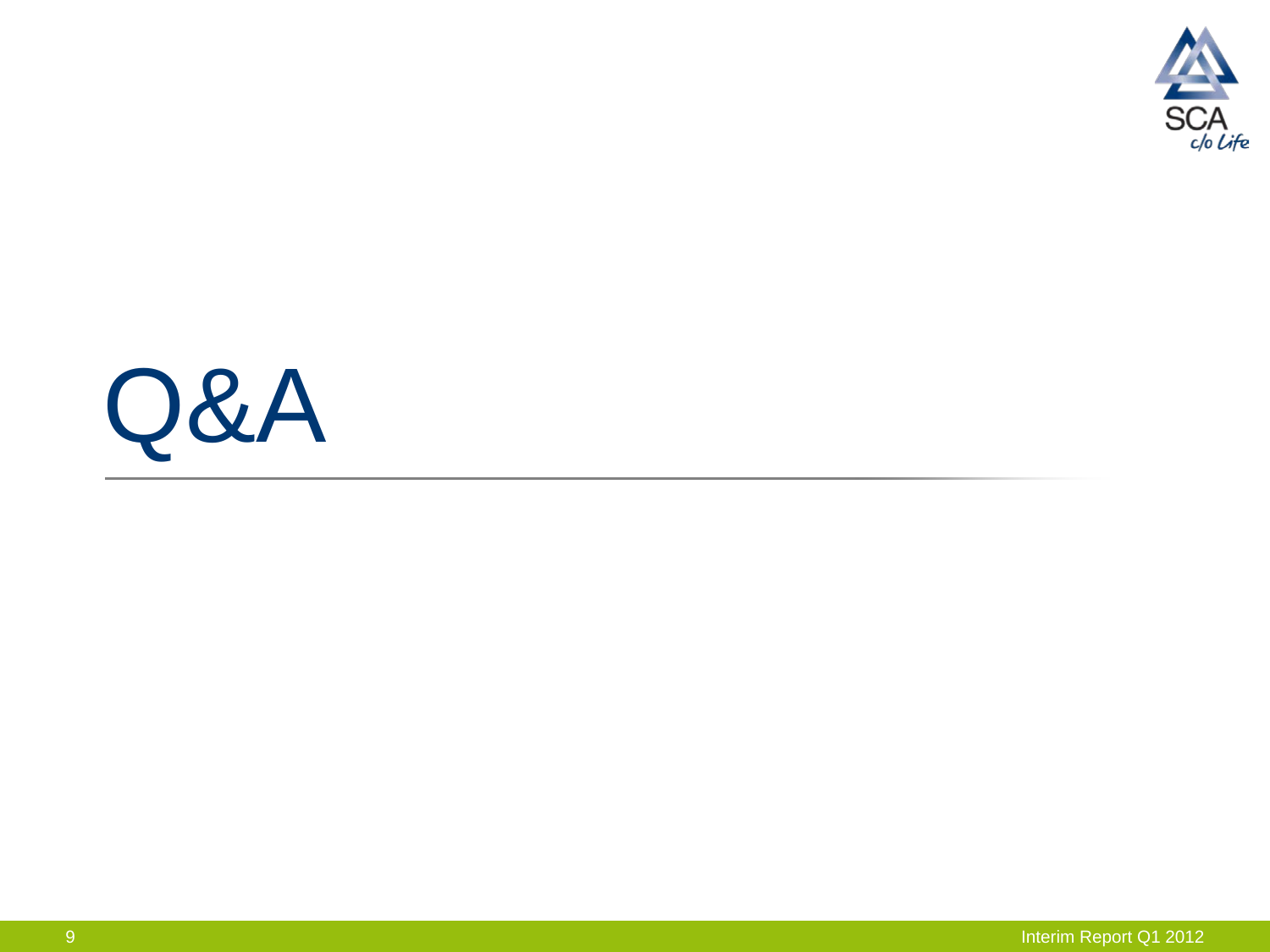# Q&A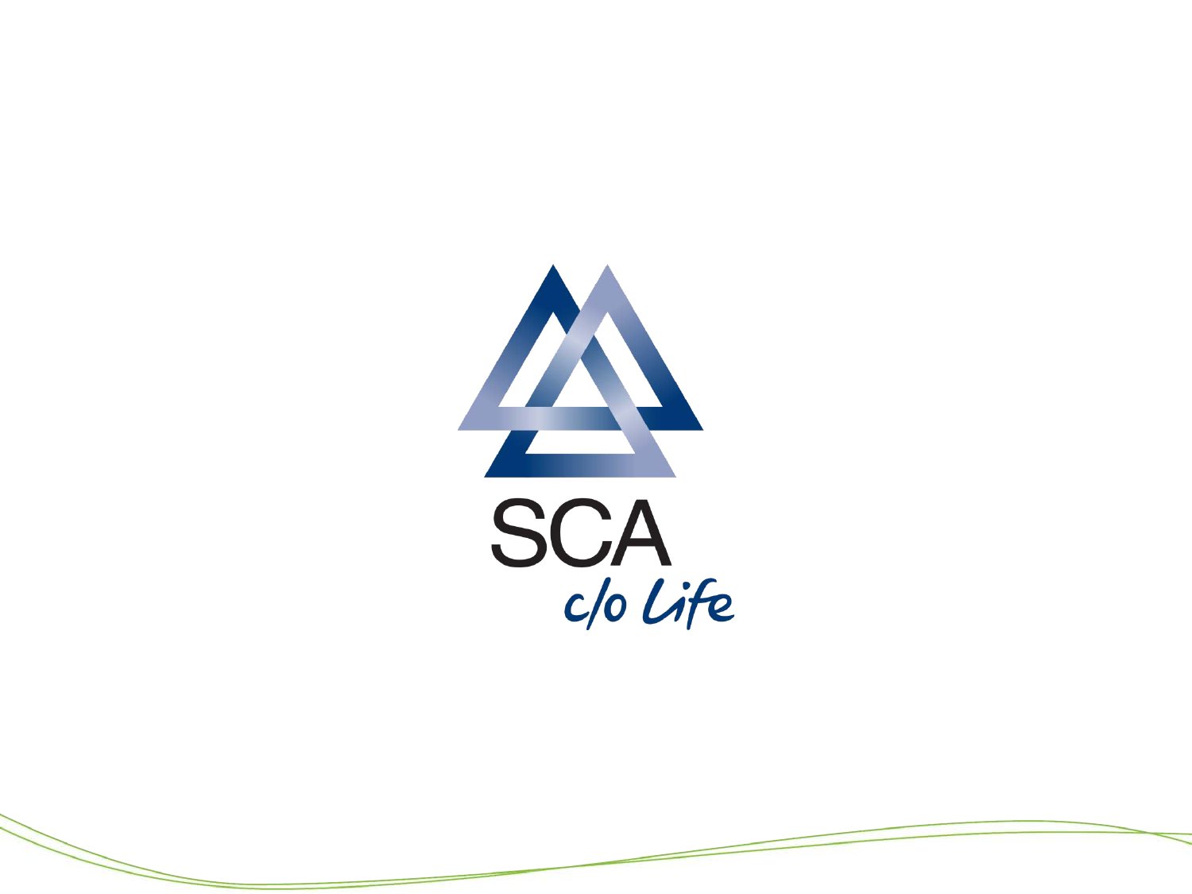SCA

c/o Life